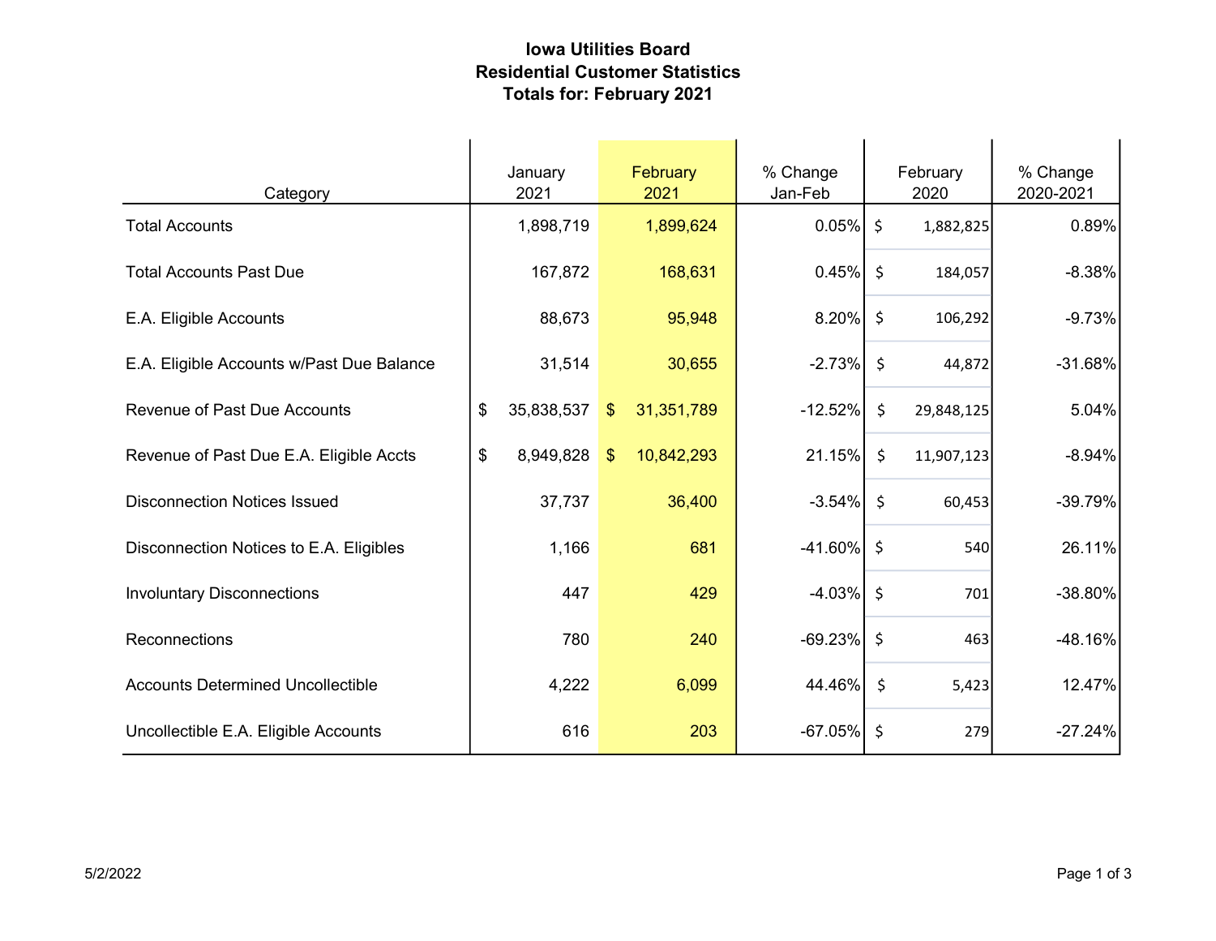# Iowa Utilities Board
## Residential Customer Statistics
## Totals for: February 2021

| Category | January 2021 | February 2021 | % Change Jan-Feb | February 2020 | % Change 2020-2021 |
|---|---|---|---|---|---|
| Total Accounts | 1,898,719 | 1,899,624 | 0.05% | $ 1,882,825 | 0.89% |
| Total Accounts Past Due | 167,872 | 168,631 | 0.45% | $ 184,057 | -8.38% |
| E.A. Eligible Accounts | 88,673 | 95,948 | 8.20% | $ 106,292 | -9.73% |
| E.A. Eligible Accounts w/Past Due Balance | 31,514 | 30,655 | -2.73% | $ 44,872 | -31.68% |
| Revenue of Past Due Accounts | $ 35,838,537 | $ 31,351,789 | -12.52% | $ 29,848,125 | 5.04% |
| Revenue of Past Due E.A. Eligible Accts | $ 8,949,828 | $ 10,842,293 | 21.15% | $ 11,907,123 | -8.94% |
| Disconnection Notices Issued | 37,737 | 36,400 | -3.54% | $ 60,453 | -39.79% |
| Disconnection Notices to E.A. Eligibles | 1,166 | 681 | -41.60% | $ 540 | 26.11% |
| Involuntary Disconnections | 447 | 429 | -4.03% | $ 701 | -38.80% |
| Reconnections | 780 | 240 | -69.23% | $ 463 | -48.16% |
| Accounts Determined Uncollectible | 4,222 | 6,099 | 44.46% | $ 5,423 | 12.47% |
| Uncollectible E.A. Eligible Accounts | 616 | 203 | -67.05% | $ 279 | -27.24% |

5/2/2022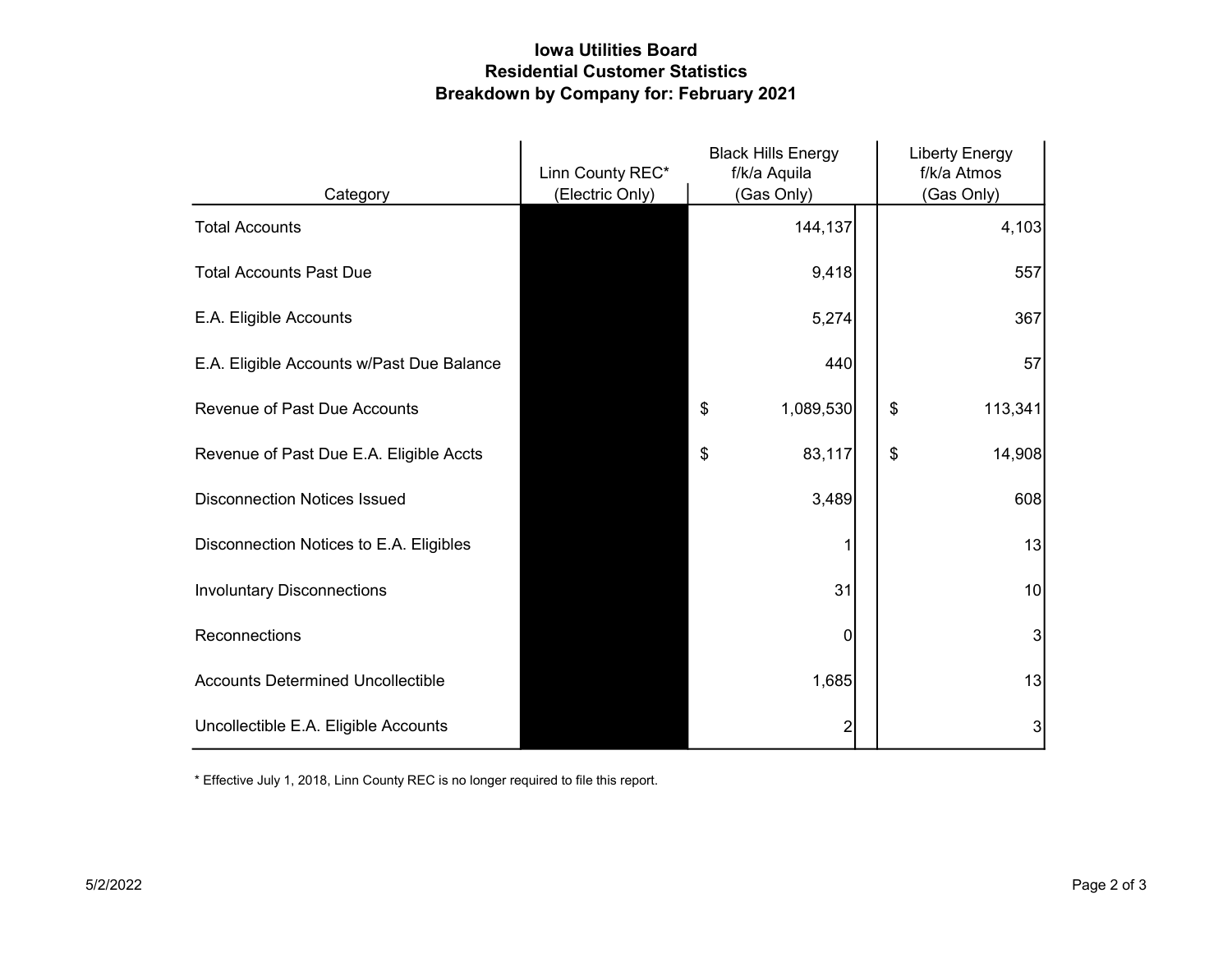# Iowa Utilities Board
## Residential Customer Statistics
## Breakdown by Company for: February 2021

| Category | Linn County REC* (Electric Only) | Black Hills Energy f/k/a Aquila (Gas Only) | Liberty Energy f/k/a Atmos (Gas Only) |
|---|---|---|---|
| Total Accounts | | 144,137 | 4,103 |
| Total Accounts Past Due | | 9,418 | 557 |
| E.A. Eligible Accounts | | 5,274 | 367 |
| E.A. Eligible Accounts w/Past Due Balance | | 440 | 57 |
| Revenue of Past Due Accounts | | $ 1,089,530 | $ 113,341 |
| Revenue of Past Due E.A. Eligible Accts | | $ 83,117 | $ 14,908 |
| Disconnection Notices Issued | | 3,489 | 608 |
| Disconnection Notices to E.A. Eligibles | | 1 | 13 |
| Involuntary Disconnections | | 31 | 10 |
| Reconnections | | 0 | 3 |
| Accounts Determined Uncollectible | | 1,685 | 13 |
| Uncollectible E.A. Eligible Accounts | | 2 | 3 |

* Effective July 1, 2018, Linn County REC is no longer required to file this report.

5/2/2022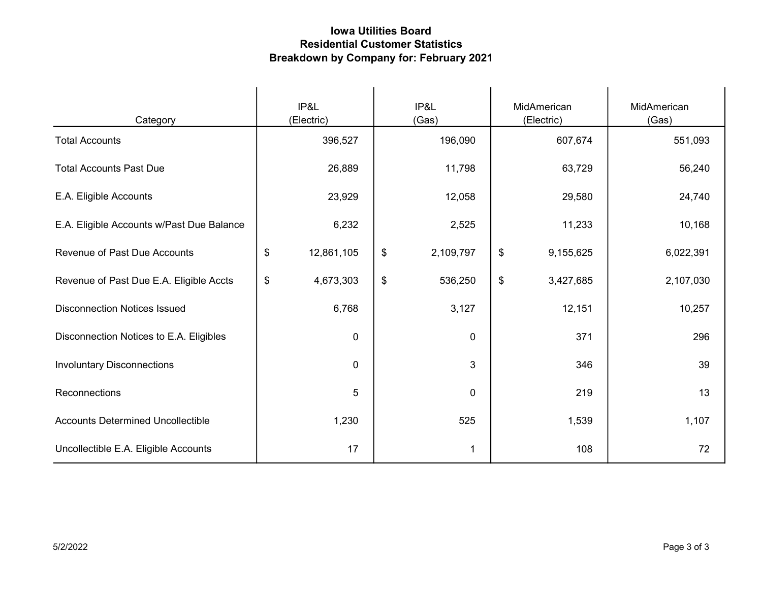# Iowa Utilities Board
## Residential Customer Statistics
## Breakdown by Company for: February 2021

| Category | IP&L (Electric) | IP&L (Gas) | MidAmerican (Electric) | MidAmerican (Gas) |
|---|---|---|---|---|
| Total Accounts | 396,527 | 196,090 | 607,674 | 551,093 |
| Total Accounts Past Due | 26,889 | 11,798 | 63,729 | 56,240 |
| E.A. Eligible Accounts | 23,929 | 12,058 | 29,580 | 24,740 |
| E.A. Eligible Accounts w/Past Due Balance | 6,232 | 2,525 | 11,233 | 10,168 |
| Revenue of Past Due Accounts | $ 12,861,105 | $ 2,109,797 | $ 9,155,625 | 6,022,391 |
| Revenue of Past Due E.A. Eligible Accts | $ 4,673,303 | $ 536,250 | $ 3,427,685 | 2,107,030 |
| Disconnection Notices Issued | 6,768 | 3,127 | 12,151 | 10,257 |
| Disconnection Notices to E.A. Eligibles | 0 | 0 | 371 | 296 |
| Involuntary Disconnections | 0 | 3 | 346 | 39 |
| Reconnections | 5 | 0 | 219 | 13 |
| Accounts Determined Uncollectible | 1,230 | 525 | 1,539 | 1,107 |
| Uncollectible E.A. Eligible Accounts | 17 | 1 | 108 | 72 |

5/2/2022